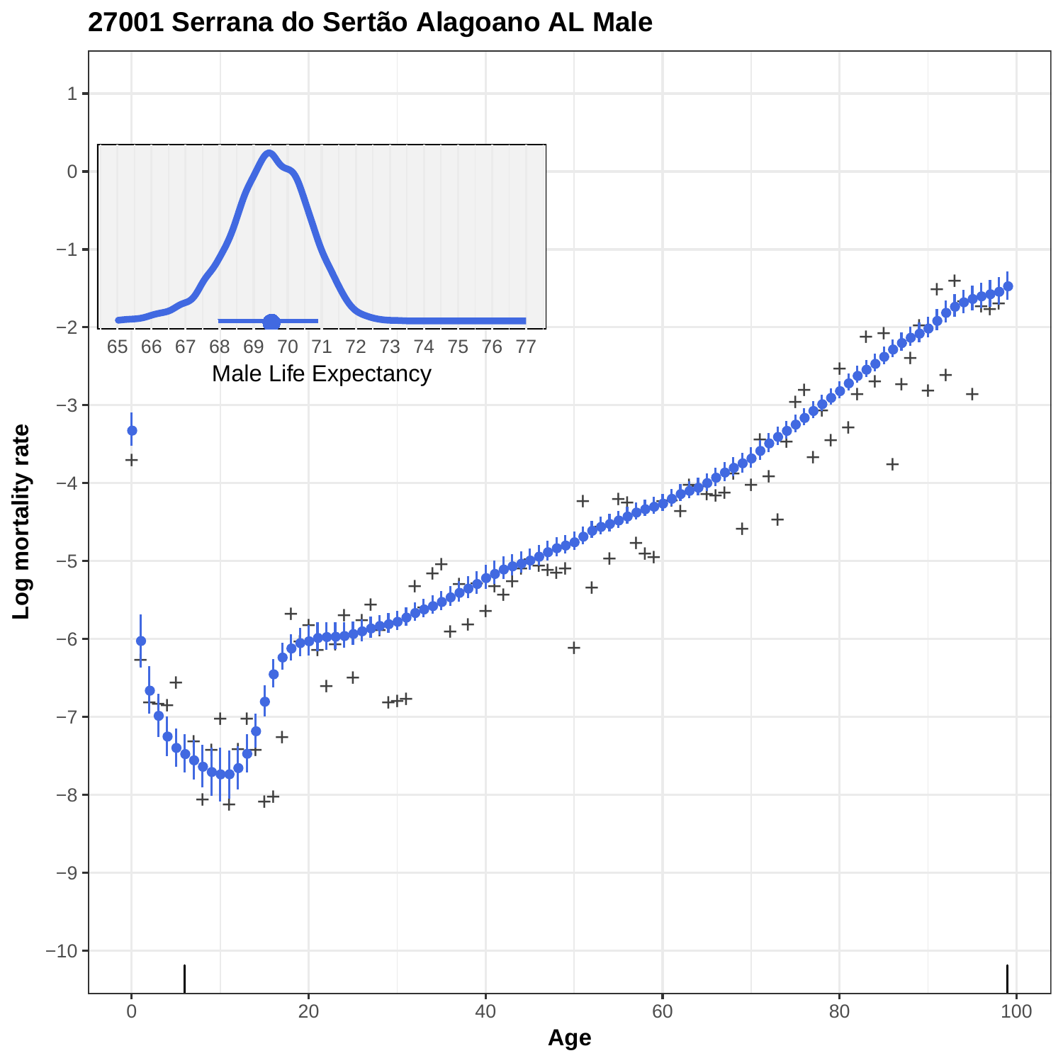# 27001 Serrana do Sertão Alagoano AL Male

Male Life Expectancy

Log mortality rate

Age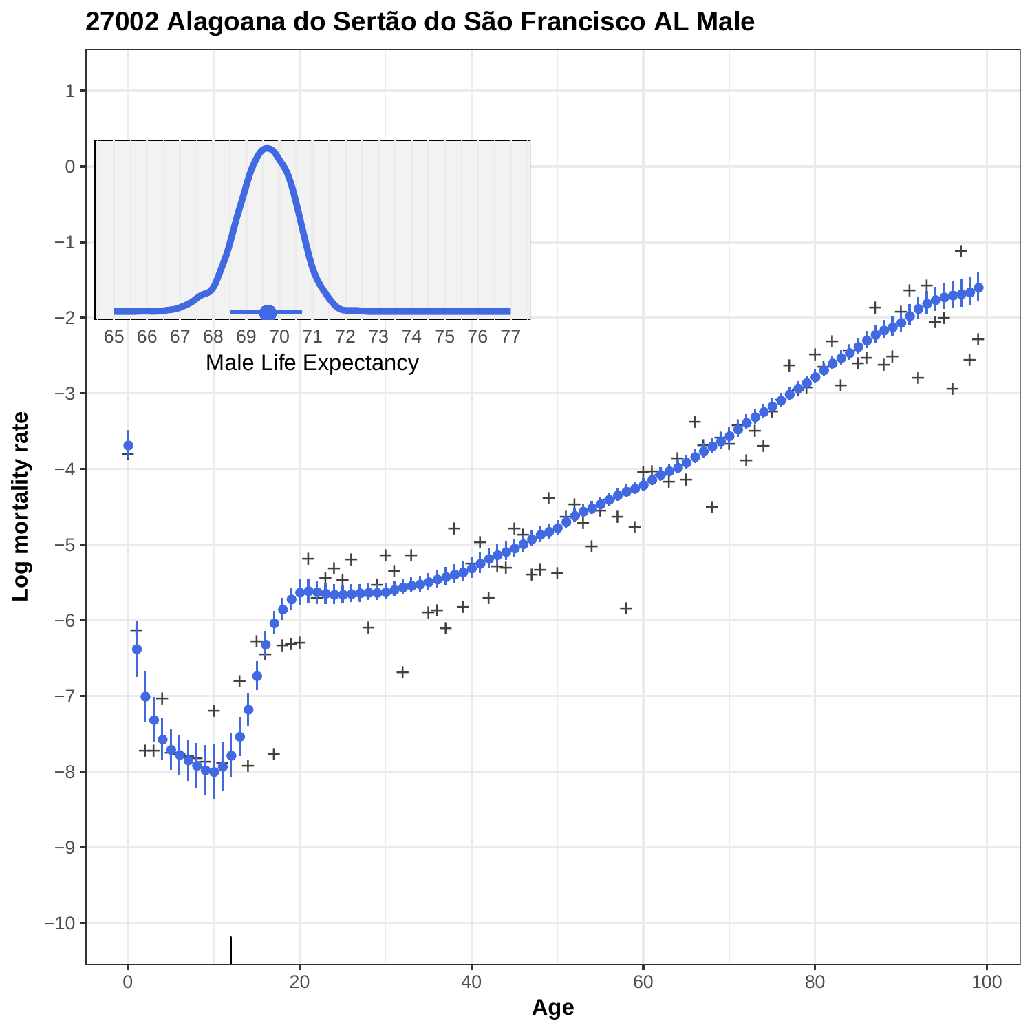# 27002 Alagoana do Sertão do São Francisco AL Male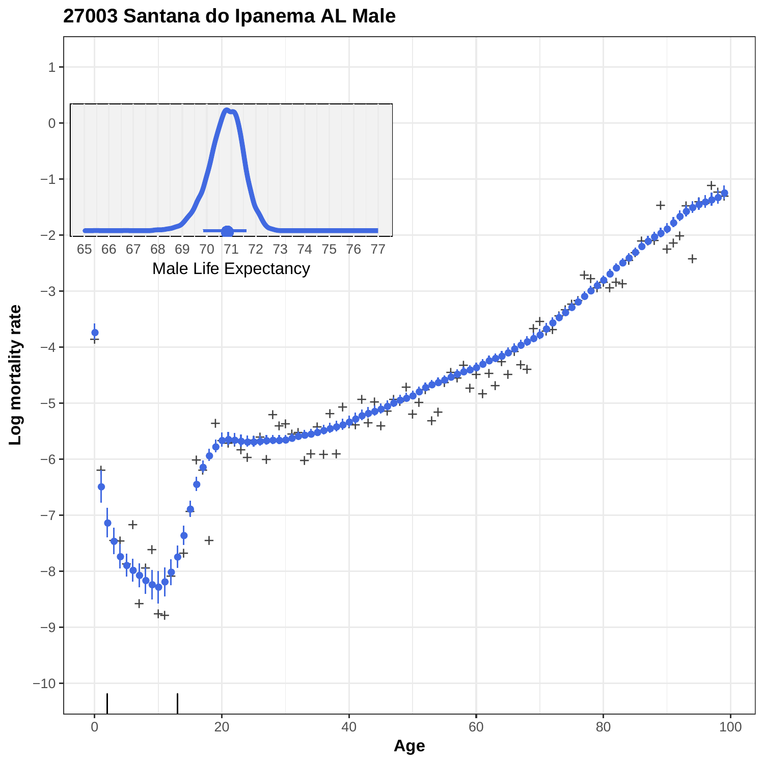# 27003 Santana do Ipanema AL Male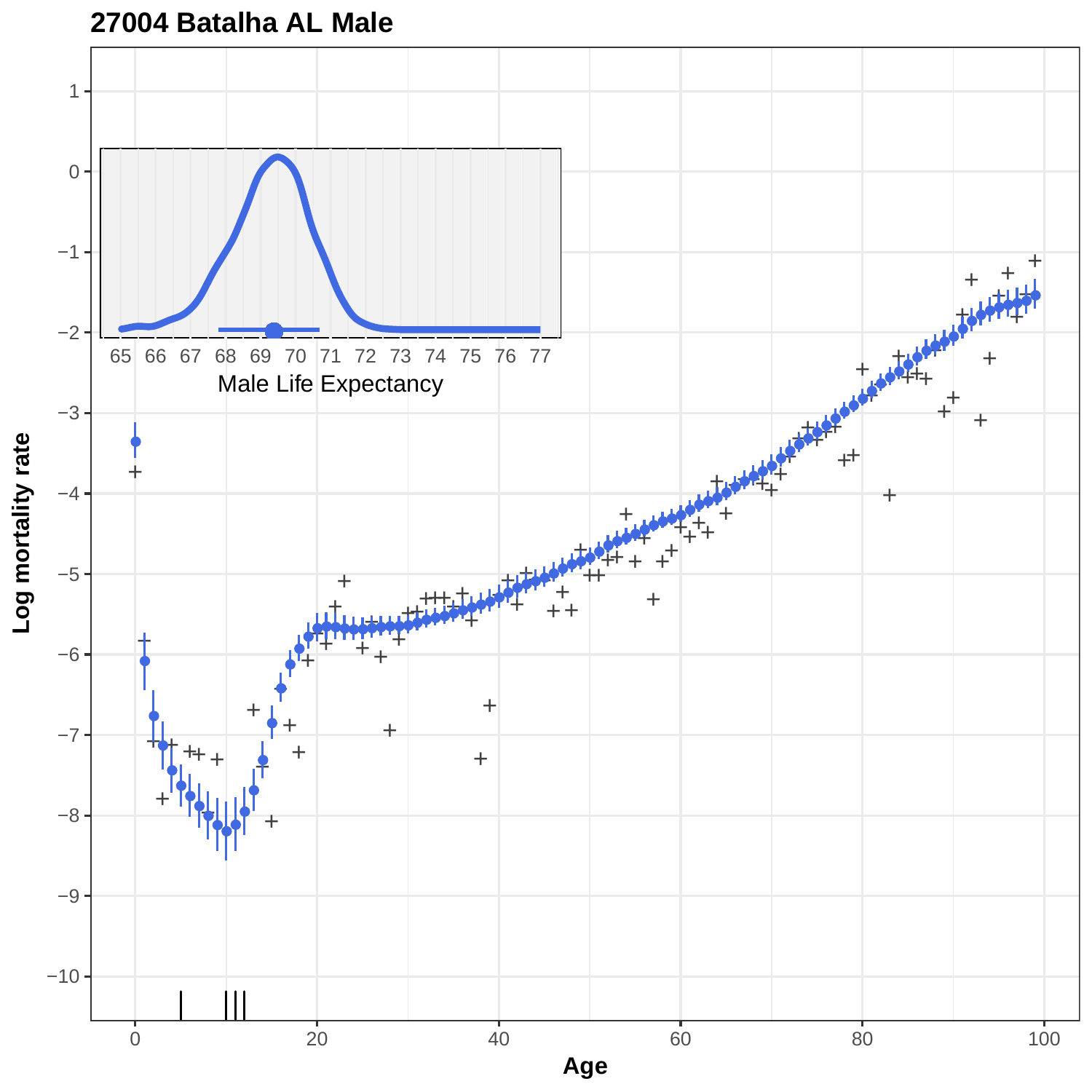## 27004 Batalha AL Male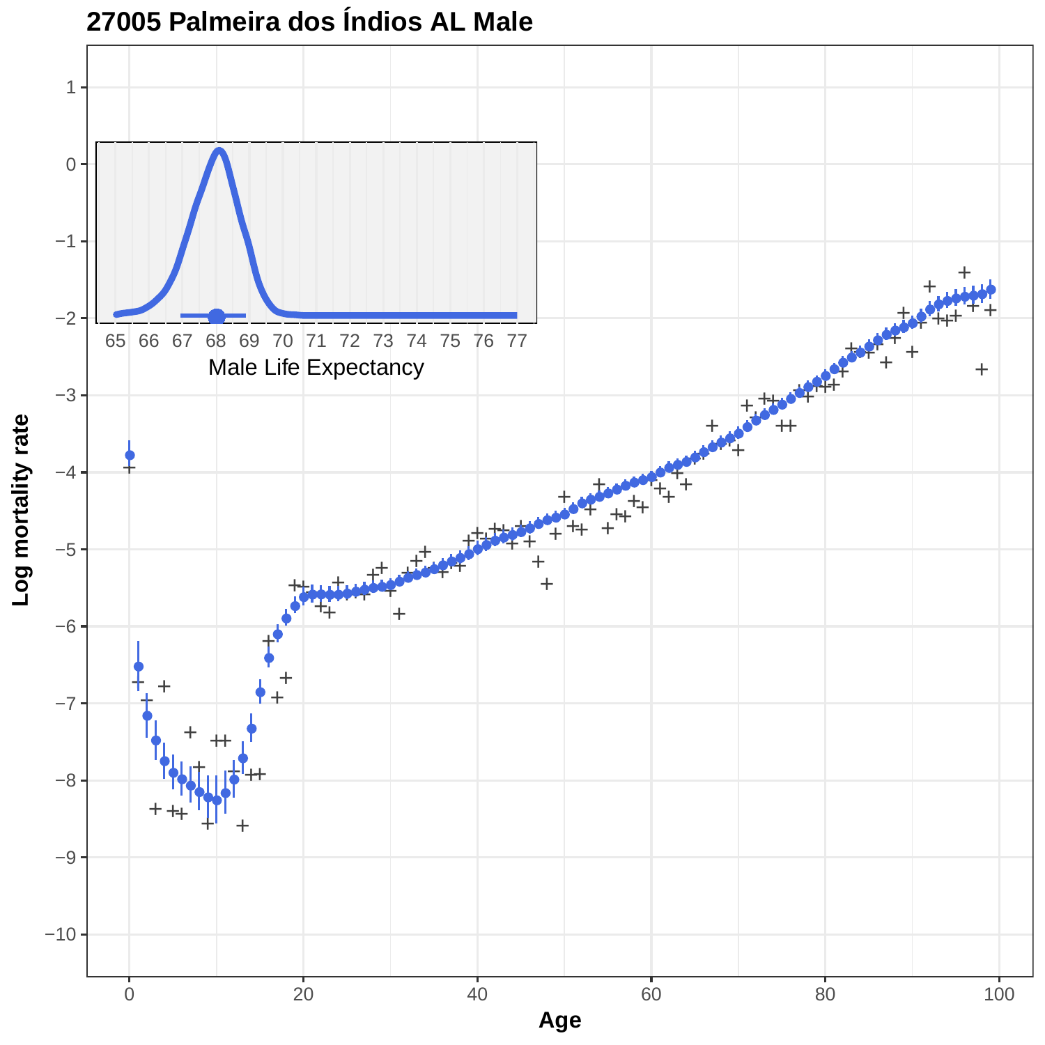# 27005 Palmeira dos Índios AL Male

Log mortality rate

Age

Male Life Expectancy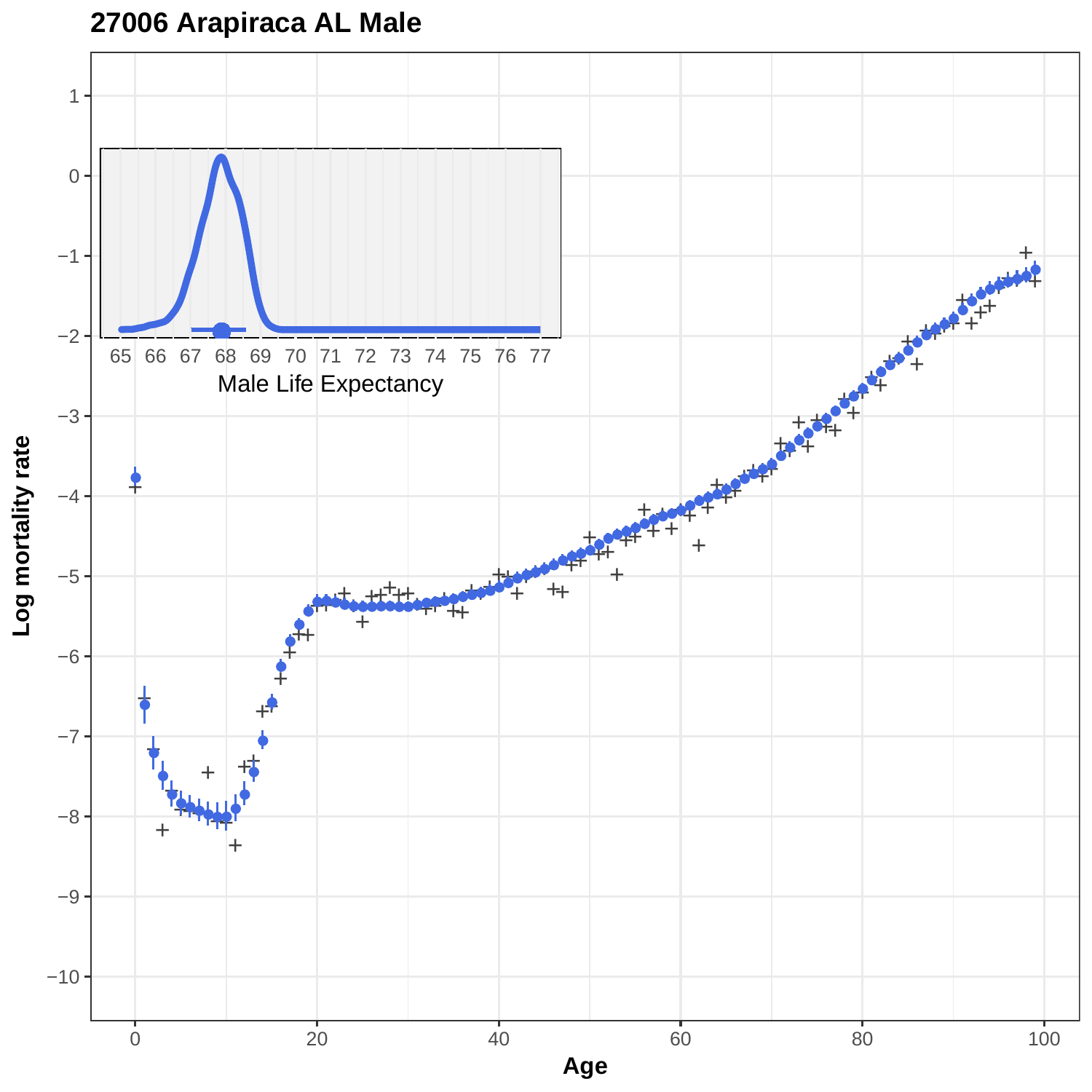## 27006 Arapiraca AL Male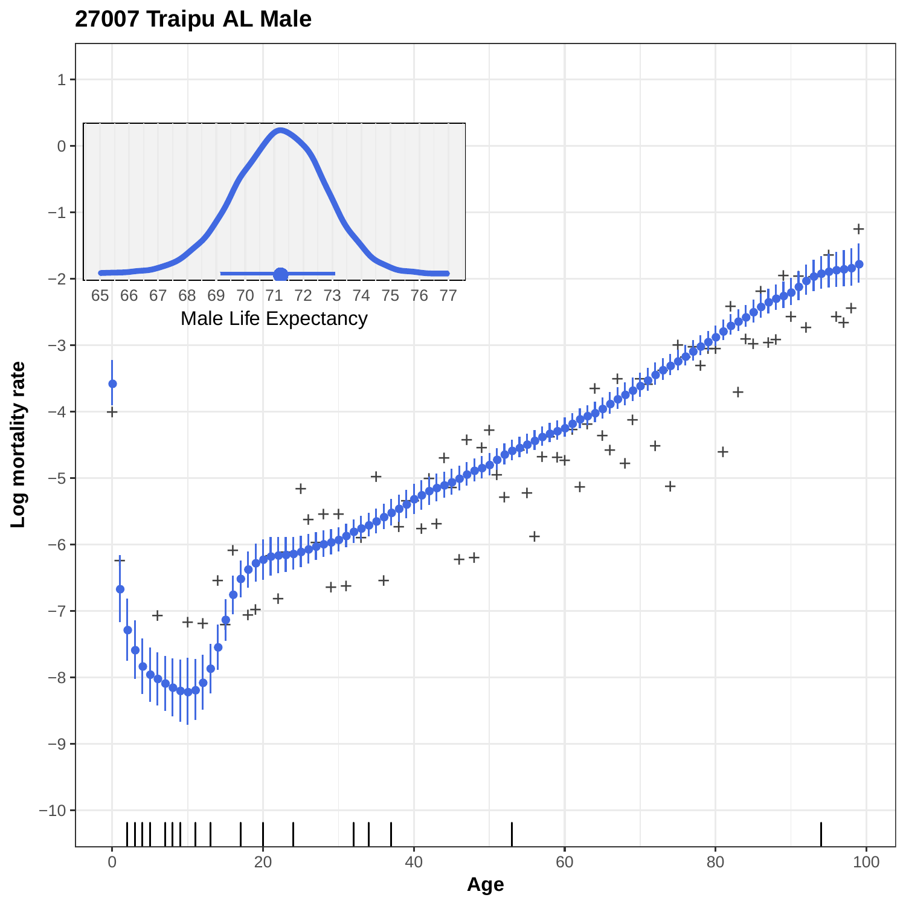**27007 Traipu AL Male**

Log mortality rate

Male Life Expectancy

Age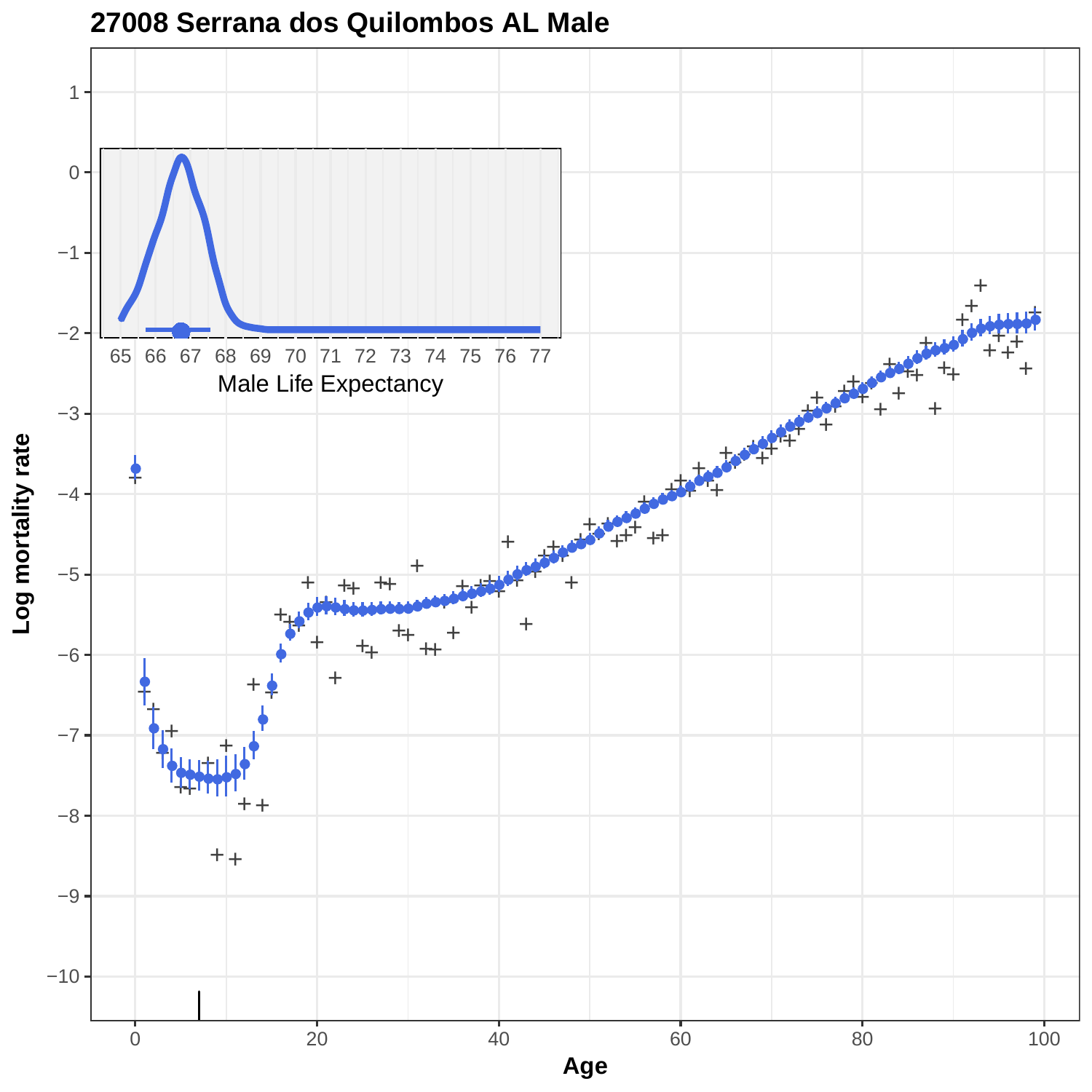# 27008 Serrana dos Quilombos AL Male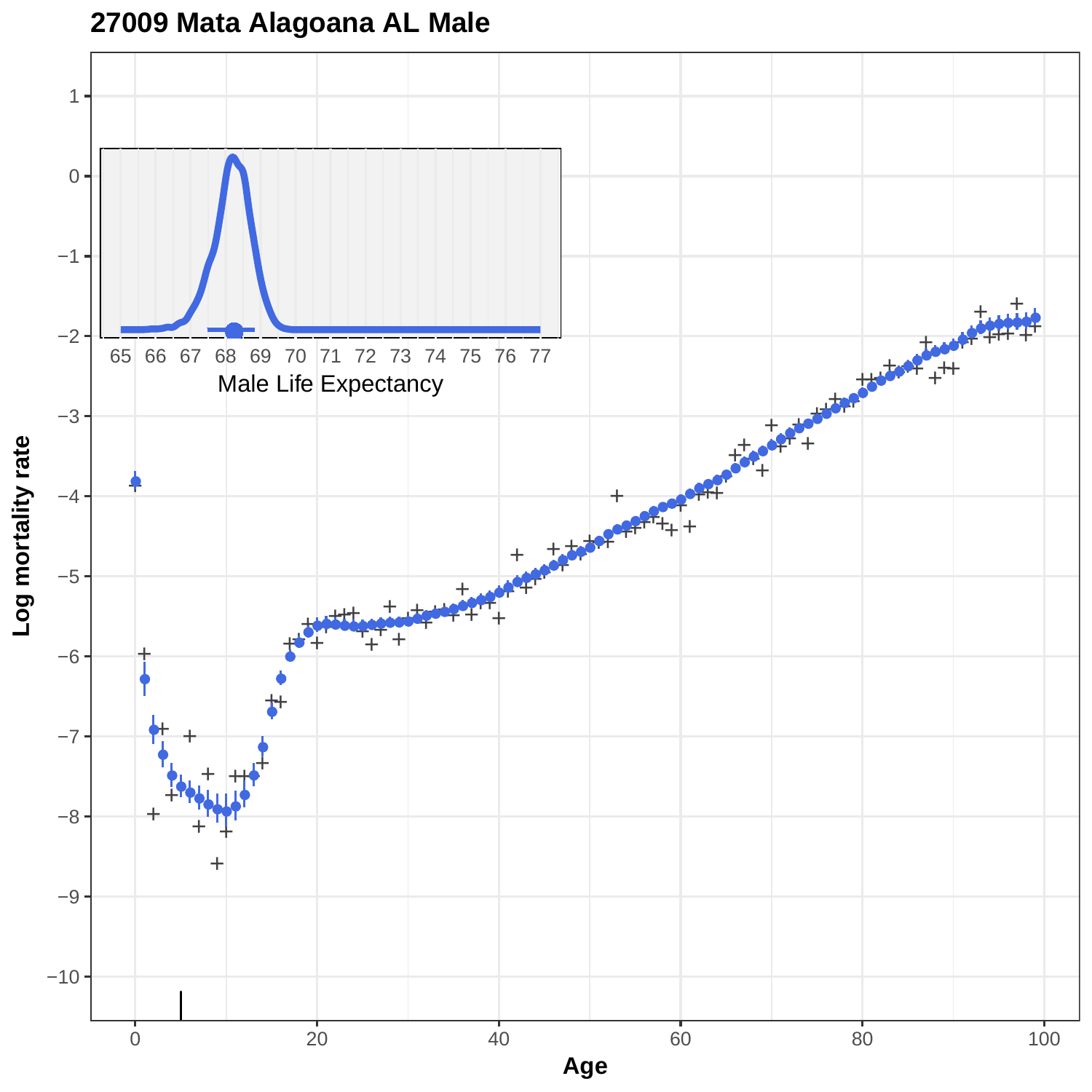## 27009 Mata Alagoana AL Male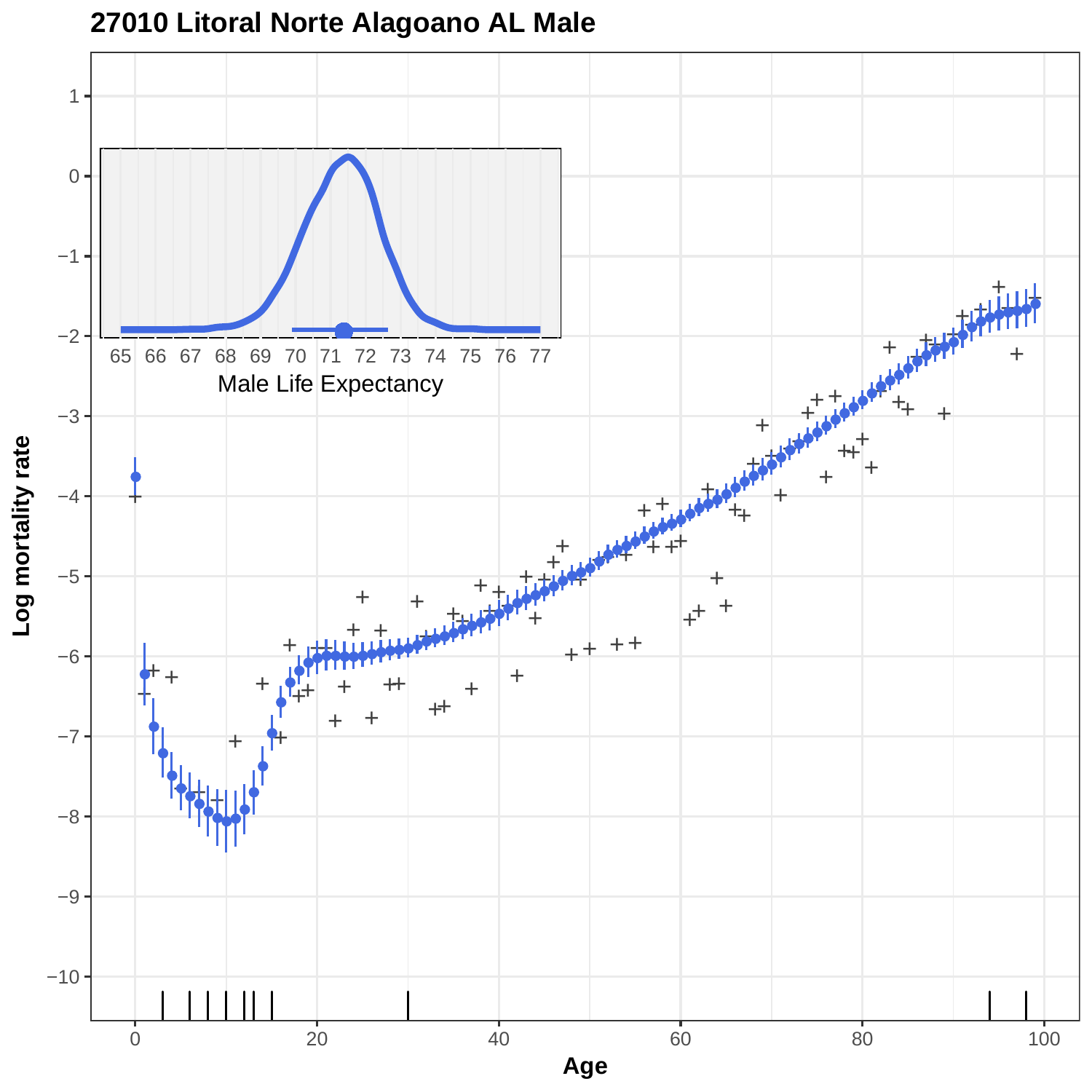# 27010 Litoral Norte Alagoano AL Male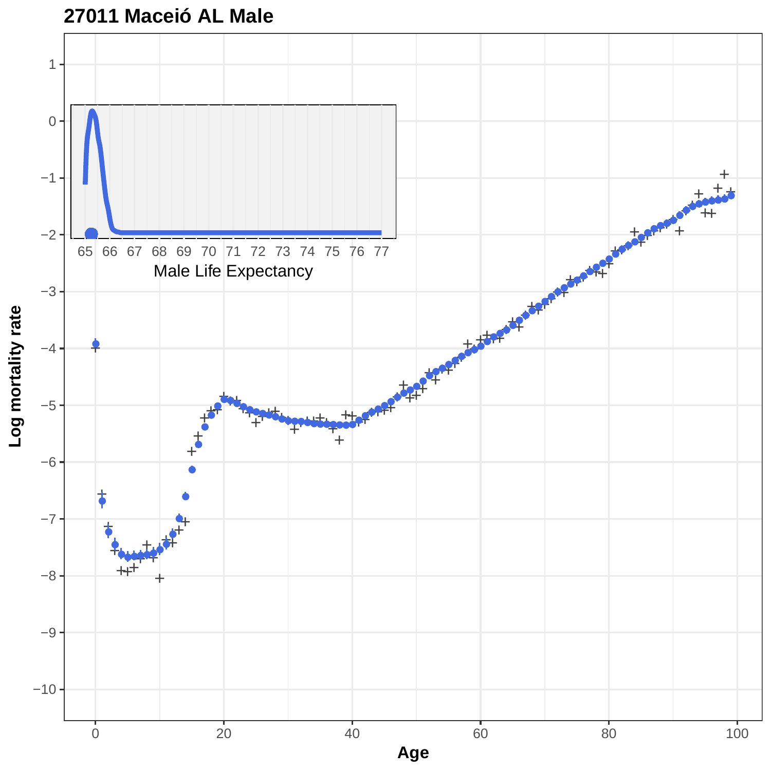# 27011 Maceió AL Male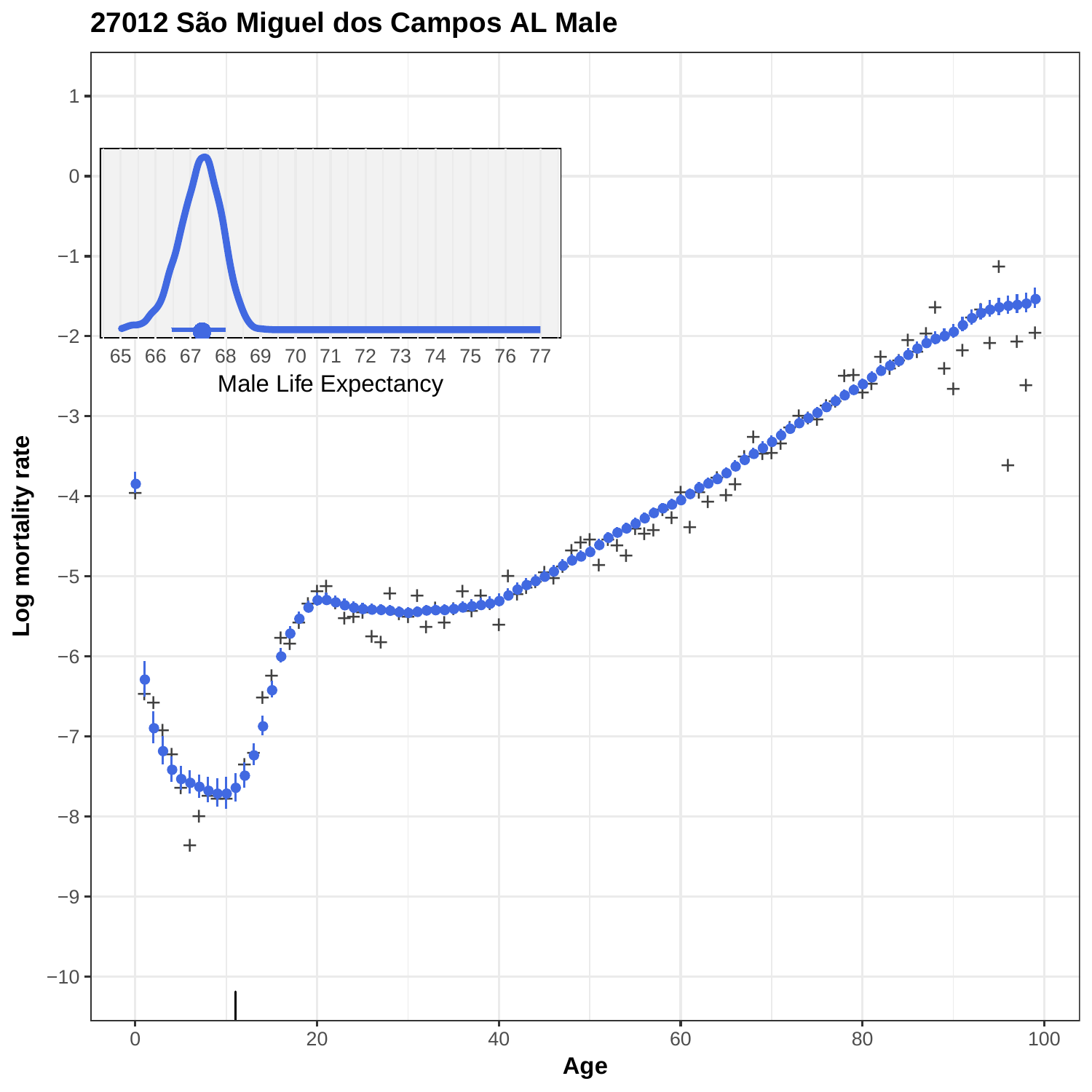# 27012 São Miguel dos Campos AL Male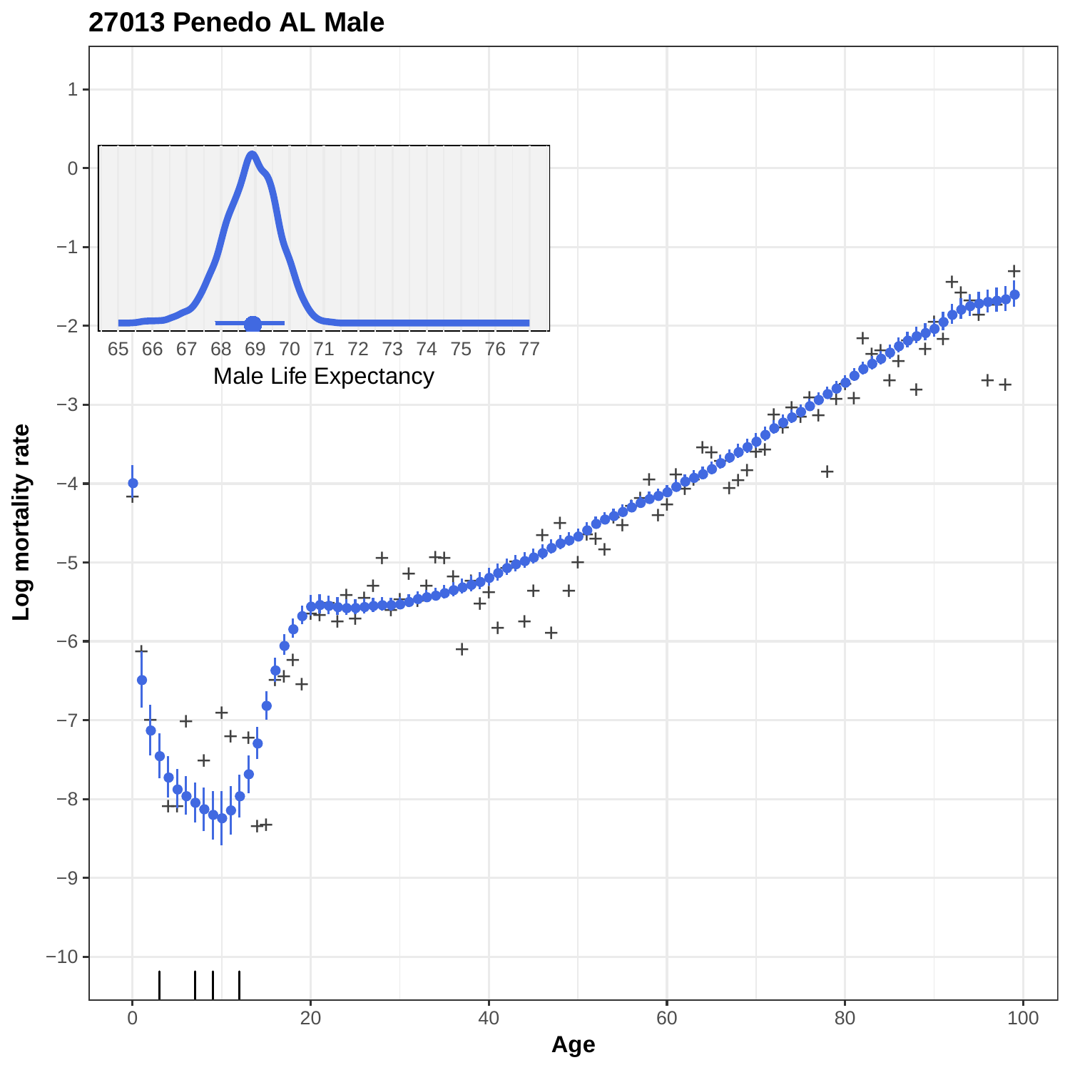**27013 Penedo AL Male**

Log mortality rate

1
0
−1
−2
−3
−4
−5
−6
−7
−8
−9
−10

Age

0
20
40
60
80
100

65 66 67 68 69 70 71 72 73 74 75 76 77

Male Life Expectancy